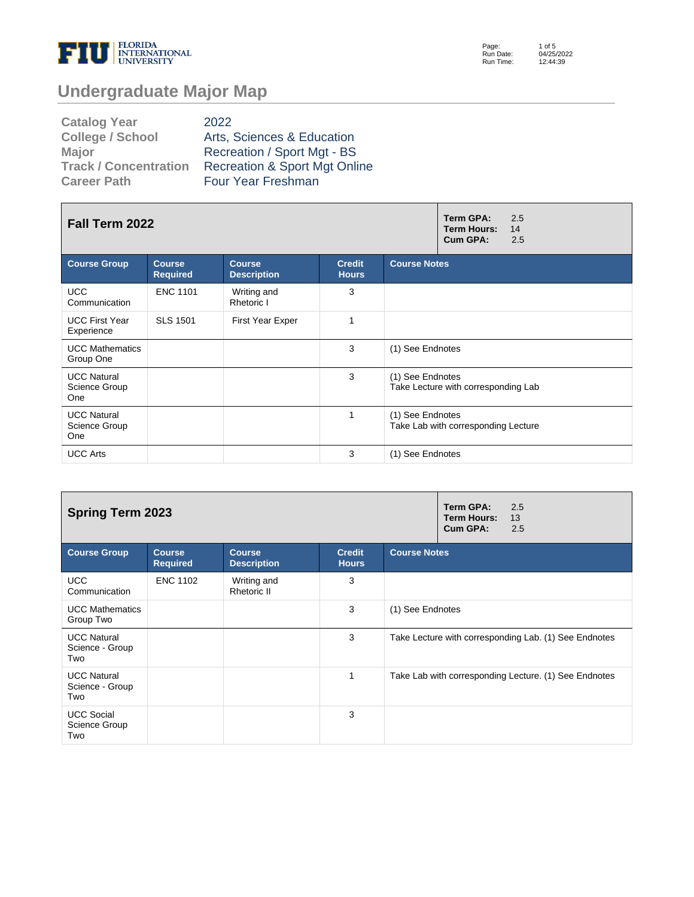# Undergraduate Major Map

| | |
|---|---|
| Catalog Year | 2022 |
| College / School | Arts, Sciences & Education |
| Major | Recreation / Sport Mgt - BS |
| Track / Concentration | Recreation & Sport Mgt Online |
| Career Path | Four Year Freshman |

## Fall Term 2022

**Term GPA:** 2.5
**Term Hours:** 14
**Cum GPA:** 2.5

| Course Group | Course Required | Course Description | Credit Hours | Course Notes |
|---|---|---|---|---|
| UCC Communication | ENC 1101 | Writing and Rhetoric I | 3 | |
| UCC First Year Experience | SLS 1501 | First Year Exper | 1 | |
| UCC Mathematics Group One | | | 3 | (1) See Endnotes |
| UCC Natural Science Group One | | | 3 | (1) See Endnotes<br>Take Lecture with corresponding Lab |
| UCC Natural Science Group One | | | 1 | (1) See Endnotes<br>Take Lab with corresponding Lecture |
| UCC Arts | | | 3 | (1) See Endnotes |

## Spring Term 2023

**Term GPA:** 2.5
**Term Hours:** 13
**Cum GPA:** 2.5

| Course Group | Course Required | Course Description | Credit Hours | Course Notes |
|---|---|---|---|---|
| UCC Communication | ENC 1102 | Writing and Rhetoric II | 3 | |
| UCC Mathematics Group Two | | | 3 | (1) See Endnotes |
| UCC Natural Science - Group Two | | | 3 | Take Lecture with corresponding Lab. (1) See Endnotes |
| UCC Natural Science - Group Two | | | 1 | Take Lab with corresponding Lecture. (1) See Endnotes |
| UCC Social Science Group Two | | | 3 | |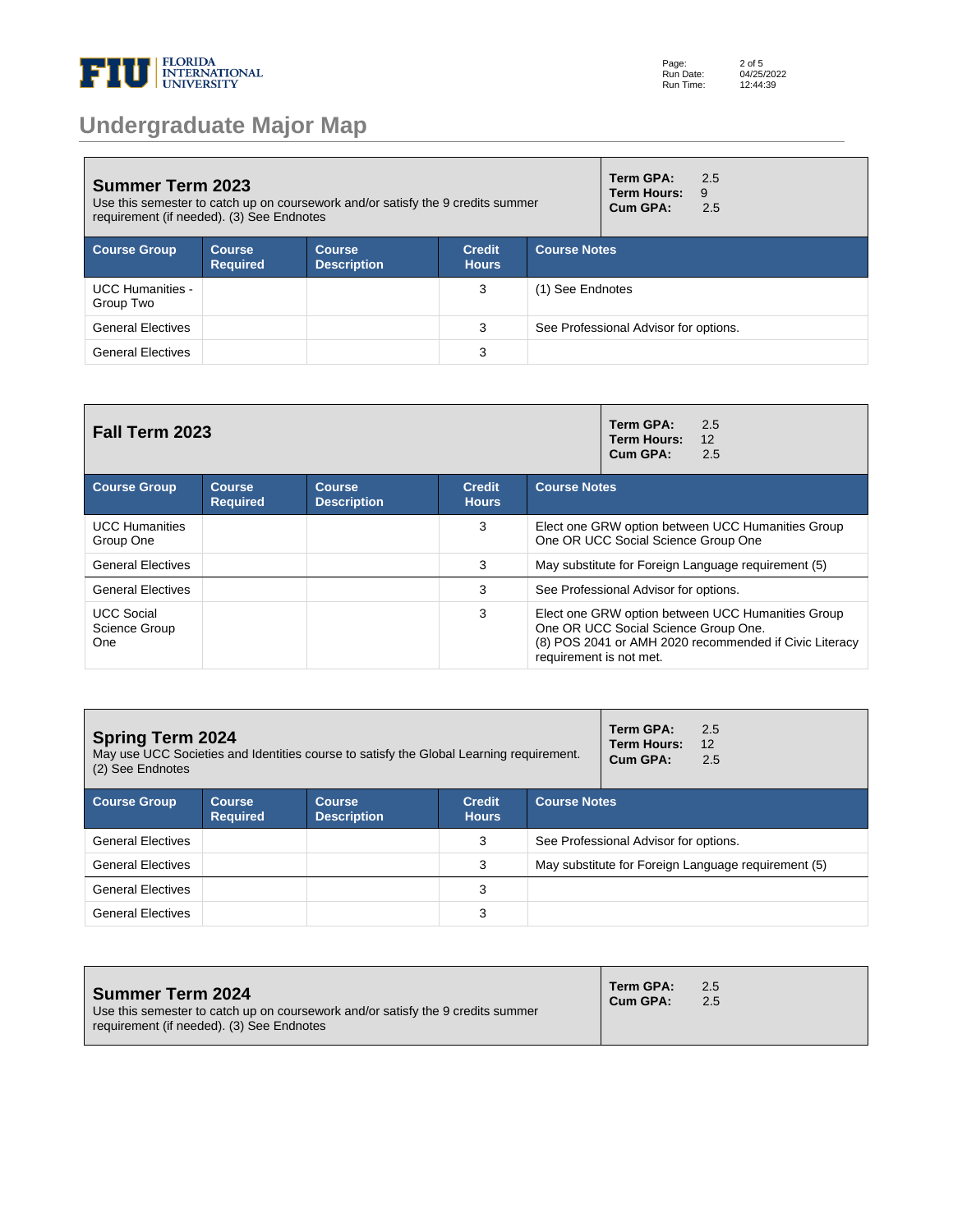# Undergraduate Major Map

## Summer Term 2023

Use this semester to catch up on coursework and/or satisfy the 9 credits summer requirement (if needed). (3) See Endnotes

**Term GPA:** 2.5
**Term Hours:** 9
**Cum GPA:** 2.5

| Course Group | Course Required | Course Description | Credit Hours | Course Notes |
|---|---|---|---|---|
| UCC Humanities - Group Two | | | 3 | (1) See Endnotes |
| General Electives | | | 3 | See Professional Advisor for options. |
| General Electives | | | 3 | |

## Fall Term 2023

**Term GPA:** 2.5
**Term Hours:** 12
**Cum GPA:** 2.5

| Course Group | Course Required | Course Description | Credit Hours | Course Notes |
|---|---|---|---|---|
| UCC Humanities Group One | | | 3 | Elect one GRW option between UCC Humanities Group One OR UCC Social Science Group One |
| General Electives | | | 3 | May substitute for Foreign Language requirement (5) |
| General Electives | | | 3 | See Professional Advisor for options. |
| UCC Social Science Group One | | | 3 | Elect one GRW option between UCC Humanities Group One OR UCC Social Science Group One. (8) POS 2041 or AMH 2020 recommended if Civic Literacy requirement is not met. |

## Spring Term 2024

May use UCC Societies and Identities course to satisfy the Global Learning requirement. (2) See Endnotes

**Term GPA:** 2.5
**Term Hours:** 12
**Cum GPA:** 2.5

| Course Group | Course Required | Course Description | Credit Hours | Course Notes |
|---|---|---|---|---|
| General Electives | | | 3 | See Professional Advisor for options. |
| General Electives | | | 3 | May substitute for Foreign Language requirement (5) |
| General Electives | | | 3 | |
| General Electives | | | 3 | |

## Summer Term 2024

Use this semester to catch up on coursework and/or satisfy the 9 credits summer requirement (if needed). (3) See Endnotes

**Term GPA:** 2.5
**Cum GPA:** 2.5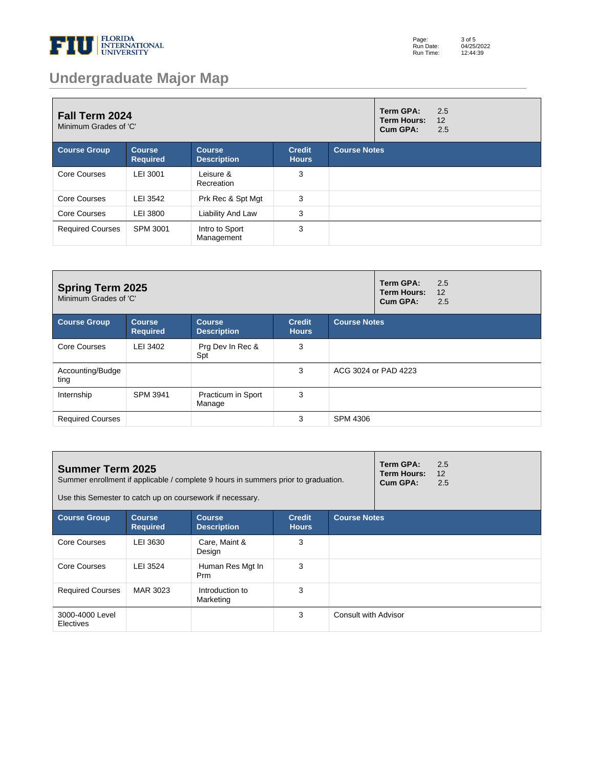# Undergraduate Major Map

## Fall Term 2024

Minimum Grades of 'C'

**Term GPA:** 2.5
**Term Hours:** 12
**Cum GPA:** 2.5

| Course Group | Course Required | Course Description | Credit Hours | Course Notes |
|---|---|---|---|---|
| Core Courses | LEI 3001 | Leisure & Recreation | 3 | |
| Core Courses | LEI 3542 | Prk Rec & Spt Mgt | 3 | |
| Core Courses | LEI 3800 | Liability And Law | 3 | |
| Required Courses | SPM 3001 | Intro to Sport Management | 3 | |

## Spring Term 2025

Minimum Grades of 'C'

**Term GPA:** 2.5
**Term Hours:** 12
**Cum GPA:** 2.5

| Course Group | Course Required | Course Description | Credit Hours | Course Notes |
|---|---|---|---|---|
| Core Courses | LEI 3402 | Prg Dev In Rec & Spt | 3 | |
| Accounting/Budgeting | | | 3 | ACG 3024 or PAD 4223 |
| Internship | SPM 3941 | Practicum in Sport Manage | 3 | |
| Required Courses | | | 3 | SPM 4306 |

## Summer Term 2025

Summer enrollment if applicable / complete 9 hours in summers prior to graduation.

Use this Semester to catch up on coursework if necessary.

**Term GPA:** 2.5
**Term Hours:** 12
**Cum GPA:** 2.5

| Course Group | Course Required | Course Description | Credit Hours | Course Notes |
|---|---|---|---|---|
| Core Courses | LEI 3630 | Care, Maint & Design | 3 | |
| Core Courses | LEI 3524 | Human Res Mgt In Prm | 3 | |
| Required Courses | MAR 3023 | Introduction to Marketing | 3 | |
| 3000-4000 Level Electives | | | 3 | Consult with Advisor |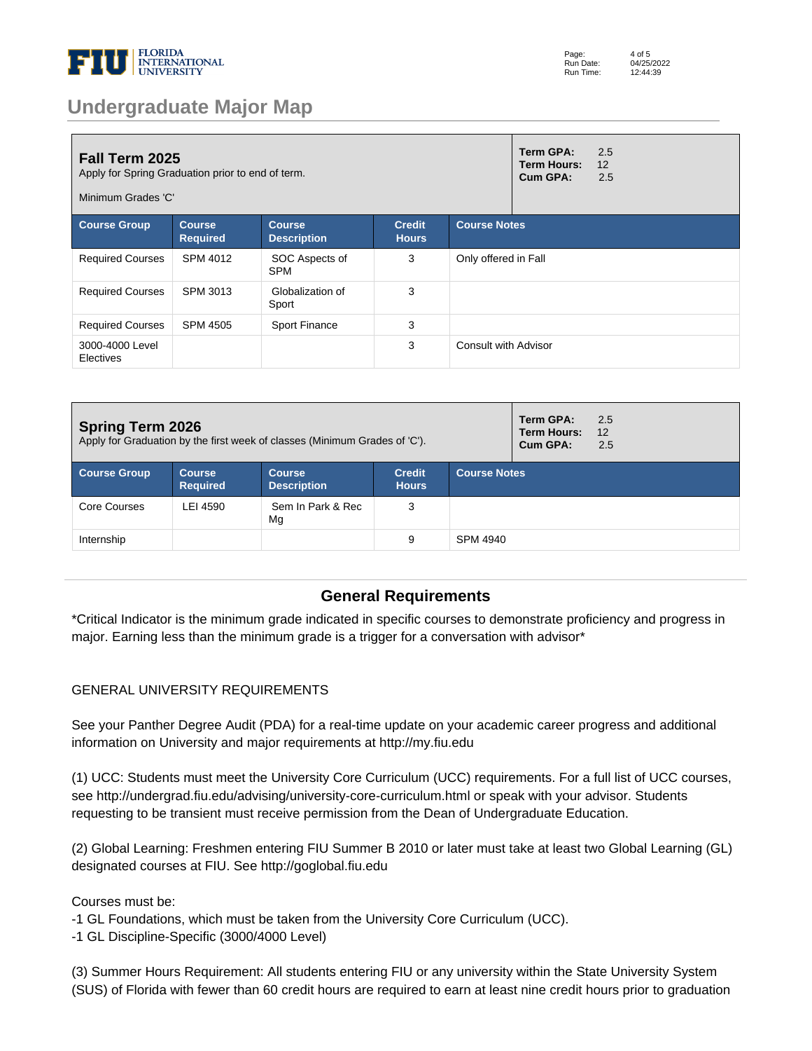# Undergraduate Major Map

## Fall Term 2025

Apply for Spring Graduation prior to end of term.

Minimum Grades 'C'

**Term GPA:** 2.5
**Term Hours:** 12
**Cum GPA:** 2.5

| Course Group | Course Required | Course Description | Credit Hours | Course Notes |
|---|---|---|---|---|
| Required Courses | SPM 4012 | SOC Aspects of SPM | 3 | Only offered in Fall |
| Required Courses | SPM 3013 | Globalization of Sport | 3 | |
| Required Courses | SPM 4505 | Sport Finance | 3 | |
| 3000-4000 Level Electives | | | 3 | Consult with Advisor |

## Spring Term 2026

Apply for Graduation by the first week of classes (Minimum Grades of 'C').

**Term GPA:** 2.5
**Term Hours:** 12
**Cum GPA:** 2.5

| Course Group | Course Required | Course Description | Credit Hours | Course Notes |
|---|---|---|---|---|
| Core Courses | LEI 4590 | Sem In Park & Rec Mg | 3 | |
| Internship | | | 9 | SPM 4940 |

## General Requirements

*Critical Indicator is the minimum grade indicated in specific courses to demonstrate proficiency and progress in major. Earning less than the minimum grade is a trigger for a conversation with advisor*

GENERAL UNIVERSITY REQUIREMENTS

See your Panther Degree Audit (PDA) for a real-time update on your academic career progress and additional information on University and major requirements at http://my.fiu.edu

(1) UCC: Students must meet the University Core Curriculum (UCC) requirements. For a full list of UCC courses, see http://undergrad.fiu.edu/advising/university-core-curriculum.html or speak with your advisor. Students requesting to be transient must receive permission from the Dean of Undergraduate Education.

(2) Global Learning: Freshmen entering FIU Summer B 2010 or later must take at least two Global Learning (GL) designated courses at FIU. See http://goglobal.fiu.edu

Courses must be:
-1 GL Foundations, which must be taken from the University Core Curriculum (UCC).
-1 GL Discipline-Specific (3000/4000 Level)

(3) Summer Hours Requirement: All students entering FIU or any university within the State University System (SUS) of Florida with fewer than 60 credit hours are required to earn at least nine credit hours prior to graduation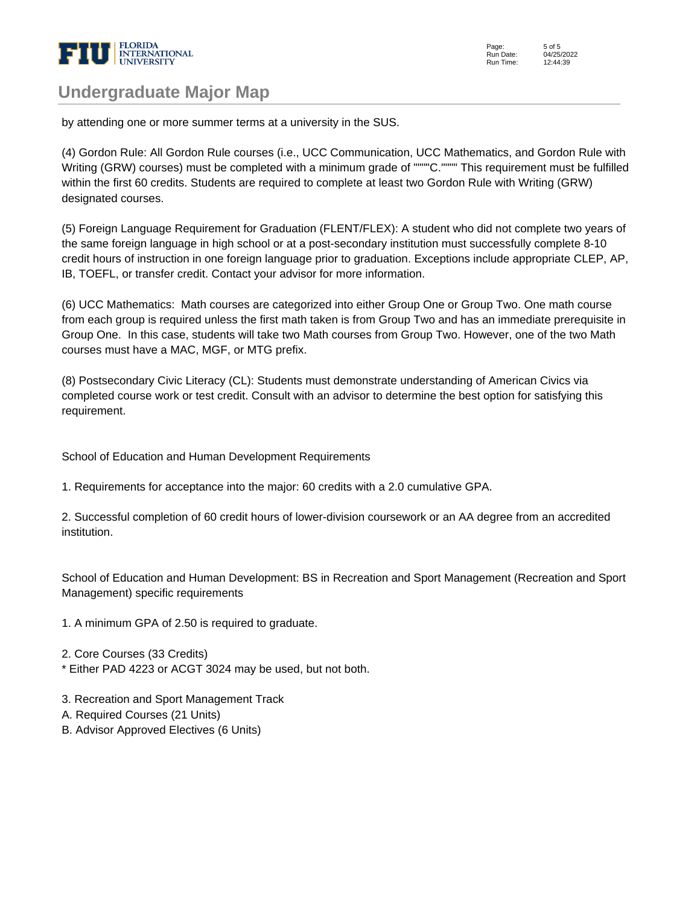by attending one or more summer terms at a university in the SUS.

(4) Gordon Rule: All Gordon Rule courses (i.e., UCC Communication, UCC Mathematics, and Gordon Rule with Writing (GRW) courses) must be completed with a minimum grade of """"C."""" This requirement must be fulfilled within the first 60 credits. Students are required to complete at least two Gordon Rule with Writing (GRW) designated courses.

(5) Foreign Language Requirement for Graduation (FLENT/FLEX): A student who did not complete two years of the same foreign language in high school or at a post-secondary institution must successfully complete 8-10 credit hours of instruction in one foreign language prior to graduation. Exceptions include appropriate CLEP, AP, IB, TOEFL, or transfer credit. Contact your advisor for more information.

(6) UCC Mathematics: Math courses are categorized into either Group One or Group Two. One math course from each group is required unless the first math taken is from Group Two and has an immediate prerequisite in Group One. In this case, students will take two Math courses from Group Two. However, one of the two Math courses must have a MAC, MGF, or MTG prefix.

(8) Postsecondary Civic Literacy (CL): Students must demonstrate understanding of American Civics via completed course work or test credit. Consult with an advisor to determine the best option for satisfying this requirement.

School of Education and Human Development Requirements

1. Requirements for acceptance into the major: 60 credits with a 2.0 cumulative GPA.

2. Successful completion of 60 credit hours of lower-division coursework or an AA degree from an accredited institution.

School of Education and Human Development: BS in Recreation and Sport Management (Recreation and Sport Management) specific requirements

1. A minimum GPA of 2.50 is required to graduate.

2. Core Courses (33 Credits)
* Either PAD 4223 or ACGT 3024 may be used, but not both.

3. Recreation and Sport Management Track
A. Required Courses (21 Units)
B. Advisor Approved Electives (6 Units)